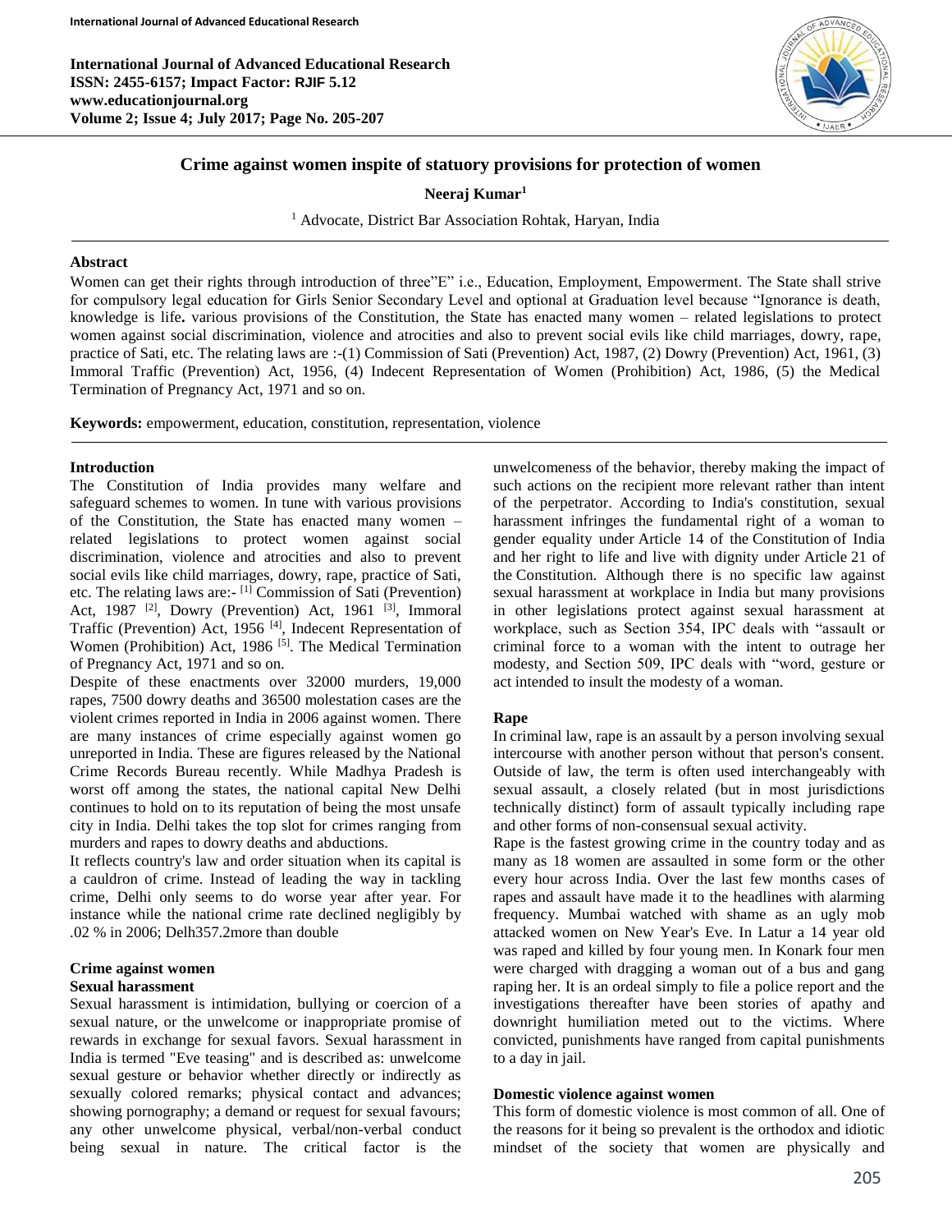# Crime against women inspite of statuory provisions for protection of women

**Neeraj Kumar**[1]

[1] Advocate, District Bar Association Rohtak, Haryan, India

## Abstract

Women can get their rights through introduction of three"E" i.e., Education, Employment, Empowerment. The State shall strive for compulsory legal education for Girls Senior Secondary Level and optional at Graduation level because "Ignorance is death, knowledge is life**.** various provisions of the Constitution, the State has enacted many women – related legislations to protect women against social discrimination, violence and atrocities and also to prevent social evils like child marriages, dowry, rape, practice of Sati, etc. The relating laws are :-(1) Commission of Sati (Prevention) Act, 1987, (2) Dowry (Prevention) Act, 1961, (3) Immoral Traffic (Prevention) Act, 1956, (4) Indecent Representation of Women (Prohibition) Act, 1986, (5) the Medical Termination of Pregnancy Act, 1971 and so on.

**Keywords:** empowerment, education, constitution, representation, violence

## Introduction

The Constitution of India provides many welfare and safeguard schemes to women. In tune with various provisions of the Constitution, the State has enacted many women – related legislations to protect women against social discrimination, violence and atrocities and also to prevent social evils like child marriages, dowry, rape, practice of Sati, etc. The relating laws are:- [1] Commission of Sati (Prevention) Act, 1987 [2], Dowry (Prevention) Act, 1961 [3], Immoral Traffic (Prevention) Act, 1956 [4], Indecent Representation of Women (Prohibition) Act, 1986 [5]. The Medical Termination of Pregnancy Act, 1971 and so on.

Despite of these enactments over 32000 murders, 19,000 rapes, 7500 dowry deaths and 36500 molestation cases are the violent crimes reported in India in 2006 against women. There are many instances of crime especially against women go unreported in India. These are figures released by the National Crime Records Bureau recently. While Madhya Pradesh is worst off among the states, the national capital New Delhi continues to hold on to its reputation of being the most unsafe city in India. Delhi takes the top slot for crimes ranging from murders and rapes to dowry deaths and abductions.

It reflects country's law and order situation when its capital is a cauldron of crime. Instead of leading the way in tackling crime, Delhi only seems to do worse year after year. For instance while the national crime rate declined negligibly by .02 % in 2006; Delh357.2more than double

## Crime against women

### Sexual harassment

Sexual harassment is intimidation, bullying or coercion of a sexual nature, or the unwelcome or inappropriate promise of rewards in exchange for sexual favors. Sexual harassment in India is termed "Eve teasing" and is described as: unwelcome sexual gesture or behavior whether directly or indirectly as sexually colored remarks; physical contact and advances; showing pornography; a demand or request for sexual favours; any other unwelcome physical, verbal/non-verbal conduct being sexual in nature. The critical factor is the unwelcomeness of the behavior, thereby making the impact of such actions on the recipient more relevant rather than intent of the perpetrator. According to India's constitution, sexual harassment infringes the fundamental right of a woman to gender equality under Article 14 of the Constitution of India and her right to life and live with dignity under Article 21 of the Constitution. Although there is no specific law against sexual harassment at workplace in India but many provisions in other legislations protect against sexual harassment at workplace, such as Section 354, IPC deals with "assault or criminal force to a woman with the intent to outrage her modesty, and Section 509, IPC deals with "word, gesture or act intended to insult the modesty of a woman.

### Rape

In criminal law, rape is an assault by a person involving sexual intercourse with another person without that person's consent. Outside of law, the term is often used interchangeably with sexual assault, a closely related (but in most jurisdictions technically distinct) form of assault typically including rape and other forms of non-consensual sexual activity.

Rape is the fastest growing crime in the country today and as many as 18 women are assaulted in some form or the other every hour across India. Over the last few months cases of rapes and assault have made it to the headlines with alarming frequency. Mumbai watched with shame as an ugly mob attacked women on New Year's Eve. In Latur a 14 year old was raped and killed by four young men. In Konark four men were charged with dragging a woman out of a bus and gang raping her. It is an ordeal simply to file a police report and the investigations thereafter have been stories of apathy and downright humiliation meted out to the victims. Where convicted, punishments have ranged from capital punishments to a day in jail.

### Domestic violence against women

This form of domestic violence is most common of all. One of the reasons for it being so prevalent is the orthodox and idiotic mindset of the society that women are physically and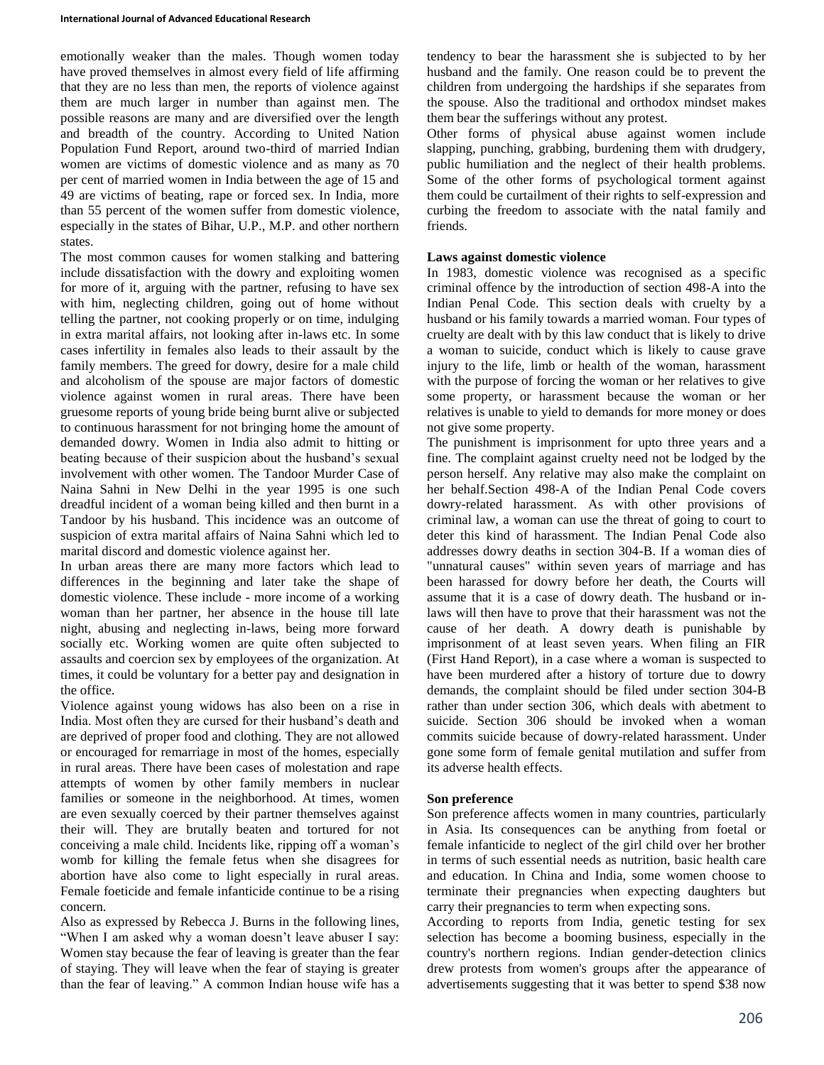emotionally weaker than the males. Though women today have proved themselves in almost every field of life affirming that they are no less than men, the reports of violence against them are much larger in number than against men. The possible reasons are many and are diversified over the length and breadth of the country. According to United Nation Population Fund Report, around two-third of married Indian women are victims of domestic violence and as many as 70 per cent of married women in India between the age of 15 and 49 are victims of beating, rape or forced sex. In India, more than 55 percent of the women suffer from domestic violence, especially in the states of Bihar, U.P., M.P. and other northern states.

The most common causes for women stalking and battering include dissatisfaction with the dowry and exploiting women for more of it, arguing with the partner, refusing to have sex with him, neglecting children, going out of home without telling the partner, not cooking properly or on time, indulging in extra marital affairs, not looking after in-laws etc. In some cases infertility in females also leads to their assault by the family members. The greed for dowry, desire for a male child and alcoholism of the spouse are major factors of domestic violence against women in rural areas. There have been gruesome reports of young bride being burnt alive or subjected to continuous harassment for not bringing home the amount of demanded dowry. Women in India also admit to hitting or beating because of their suspicion about the husband's sexual involvement with other women. The Tandoor Murder Case of Naina Sahni in New Delhi in the year 1995 is one such dreadful incident of a woman being killed and then burnt in a Tandoor by his husband. This incidence was an outcome of suspicion of extra marital affairs of Naina Sahni which led to marital discord and domestic violence against her.

In urban areas there are many more factors which lead to differences in the beginning and later take the shape of domestic violence. These include - more income of a working woman than her partner, her absence in the house till late night, abusing and neglecting in-laws, being more forward socially etc. Working women are quite often subjected to assaults and coercion sex by employees of the organization. At times, it could be voluntary for a better pay and designation in the office.

Violence against young widows has also been on a rise in India. Most often they are cursed for their husband's death and are deprived of proper food and clothing. They are not allowed or encouraged for remarriage in most of the homes, especially in rural areas. There have been cases of molestation and rape attempts of women by other family members in nuclear families or someone in the neighborhood. At times, women are even sexually coerced by their partner themselves against their will. They are brutally beaten and tortured for not conceiving a male child. Incidents like, ripping off a woman's womb for killing the female fetus when she disagrees for abortion have also come to light especially in rural areas. Female foeticide and female infanticide continue to be a rising concern.

Also as expressed by Rebecca J. Burns in the following lines, "When I am asked why a woman doesn't leave abuser I say: Women stay because the fear of leaving is greater than the fear of staying. They will leave when the fear of staying is greater than the fear of leaving." A common Indian house wife has a tendency to bear the harassment she is subjected to by her husband and the family. One reason could be to prevent the children from undergoing the hardships if she separates from the spouse. Also the traditional and orthodox mindset makes them bear the sufferings without any protest.

Other forms of physical abuse against women include slapping, punching, grabbing, burdening them with drudgery, public humiliation and the neglect of their health problems. Some of the other forms of psychological torment against them could be curtailment of their rights to self-expression and curbing the freedom to associate with the natal family and friends.

**Laws against domestic violence**

In 1983, domestic violence was recognised as a specific criminal offence by the introduction of section 498-A into the Indian Penal Code. This section deals with cruelty by a husband or his family towards a married woman. Four types of cruelty are dealt with by this law conduct that is likely to drive a woman to suicide, conduct which is likely to cause grave injury to the life, limb or health of the woman, harassment with the purpose of forcing the woman or her relatives to give some property, or harassment because the woman or her relatives is unable to yield to demands for more money or does not give some property.

The punishment is imprisonment for upto three years and a fine. The complaint against cruelty need not be lodged by the person herself. Any relative may also make the complaint on her behalf.Section 498-A of the Indian Penal Code covers dowry-related harassment. As with other provisions of criminal law, a woman can use the threat of going to court to deter this kind of harassment. The Indian Penal Code also addresses dowry deaths in section 304-B. If a woman dies of "unnatural causes" within seven years of marriage and has been harassed for dowry before her death, the Courts will assume that it is a case of dowry death. The husband or in-laws will then have to prove that their harassment was not the cause of her death. A dowry death is punishable by imprisonment of at least seven years. When filing an FIR (First Hand Report), in a case where a woman is suspected to have been murdered after a history of torture due to dowry demands, the complaint should be filed under section 304-B rather than under section 306, which deals with abetment to suicide. Section 306 should be invoked when a woman commits suicide because of dowry-related harassment. Under gone some form of female genital mutilation and suffer from its adverse health effects.

**Son preference**

Son preference affects women in many countries, particularly in Asia. Its consequences can be anything from foetal or female infanticide to neglect of the girl child over her brother in terms of such essential needs as nutrition, basic health care and education. In China and India, some women choose to terminate their pregnancies when expecting daughters but carry their pregnancies to term when expecting sons.

According to reports from India, genetic testing for sex selection has become a booming business, especially in the country's northern regions. Indian gender-detection clinics drew protests from women's groups after the appearance of advertisements suggesting that it was better to spend $38 now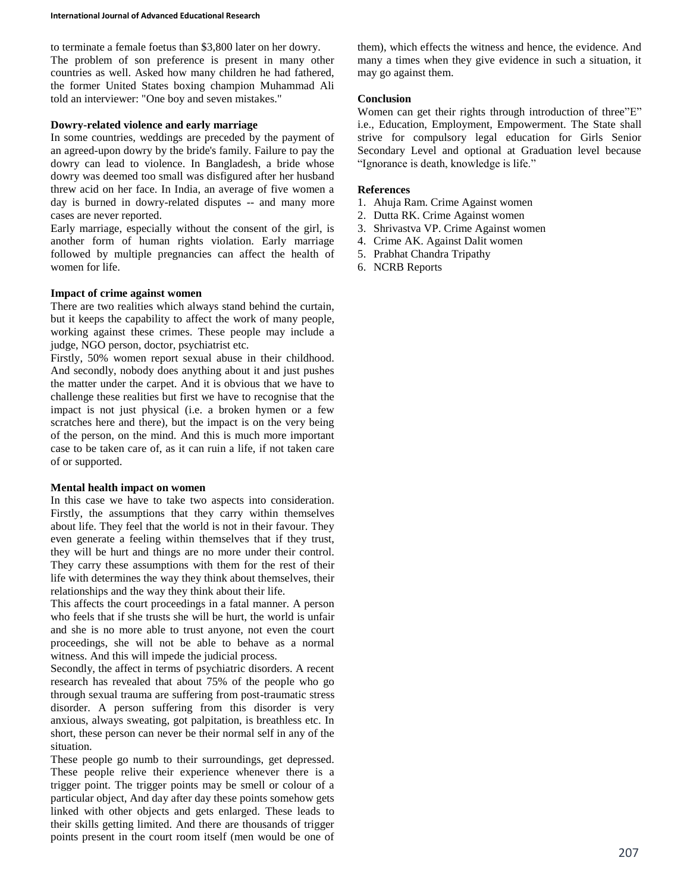to terminate a female foetus than $3,800 later on her dowry.

The problem of son preference is present in many other countries as well. Asked how many children he had fathered, the former United States boxing champion Muhammad Ali told an interviewer: "One boy and seven mistakes."

**Dowry-related violence and early marriage**

In some countries, weddings are preceded by the payment of an agreed-upon dowry by the bride's family. Failure to pay the dowry can lead to violence. In Bangladesh, a bride whose dowry was deemed too small was disfigured after her husband threw acid on her face. In India, an average of five women a day is burned in dowry-related disputes -- and many more cases are never reported.

Early marriage, especially without the consent of the girl, is another form of human rights violation. Early marriage followed by multiple pregnancies can affect the health of women for life.

**Impact of crime against women**

There are two realities which always stand behind the curtain, but it keeps the capability to affect the work of many people, working against these crimes. These people may include a judge, NGO person, doctor, psychiatrist etc.

Firstly, 50% women report sexual abuse in their childhood. And secondly, nobody does anything about it and just pushes the matter under the carpet. And it is obvious that we have to challenge these realities but first we have to recognise that the impact is not just physical (i.e. a broken hymen or a few scratches here and there), but the impact is on the very being of the person, on the mind. And this is much more important case to be taken care of, as it can ruin a life, if not taken care of or supported.

**Mental health impact on women**

In this case we have to take two aspects into consideration. Firstly, the assumptions that they carry within themselves about life. They feel that the world is not in their favour. They even generate a feeling within themselves that if they trust, they will be hurt and things are no more under their control. They carry these assumptions with them for the rest of their life with determines the way they think about themselves, their relationships and the way they think about their life.

This affects the court proceedings in a fatal manner. A person who feels that if she trusts she will be hurt, the world is unfair and she is no more able to trust anyone, not even the court proceedings, she will not be able to behave as a normal witness. And this will impede the judicial process.

Secondly, the affect in terms of psychiatric disorders. A recent research has revealed that about 75% of the people who go through sexual trauma are suffering from post-traumatic stress disorder. A person suffering from this disorder is very anxious, always sweating, got palpitation, is breathless etc. In short, these person can never be their normal self in any of the situation.

These people go numb to their surroundings, get depressed. These people relive their experience whenever there is a trigger point. The trigger points may be smell or colour of a particular object, And day after day these points somehow gets linked with other objects and gets enlarged. These leads to their skills getting limited. And there are thousands of trigger points present in the court room itself (men would be one of them), which effects the witness and hence, the evidence. And many a times when they give evidence in such a situation, it may go against them.

**Conclusion**

Women can get their rights through introduction of three"E" i.e., Education, Employment, Empowerment. The State shall strive for compulsory legal education for Girls Senior Secondary Level and optional at Graduation level because "Ignorance is death, knowledge is life."

**References**

1. Ahuja Ram. Crime Against women
2. Dutta RK. Crime Against women
3. Shrivastva VP. Crime Against women
4. Crime AK. Against Dalit women
5. Prabhat Chandra Tripathy
6. NCRB Reports